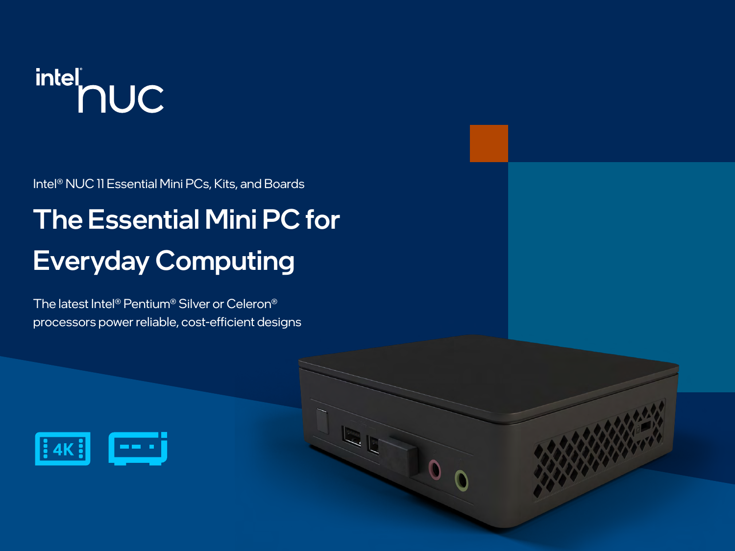intel nuc

Intel® NUC 11 Essential Mini PCs, Kits, and Boards

# The Essential Mini PC for Everyday Computing

The latest Intel® Pentium® Silver or Celeron® processors power reliable, cost-efficient designs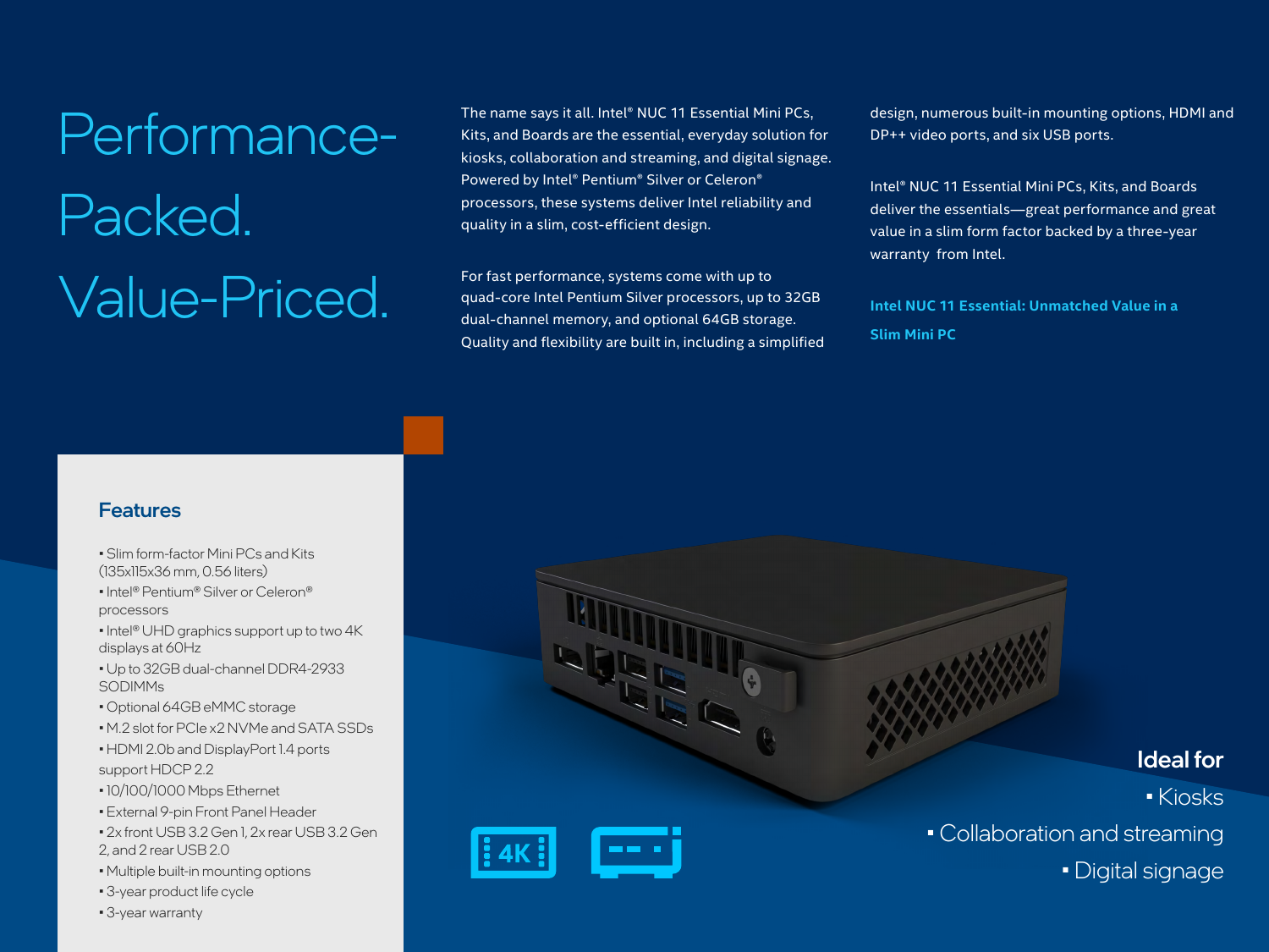# Performance-Packed. Value-Priced.

The name says it all. Intel® NUC 11 Essential Mini PCs, Kits, and Boards are the essential, everyday solution for kiosks, collaboration and streaming, and digital signage. Powered by Intel® Pentium® Silver or Celeron® processors, these systems deliver Intel reliability and quality in a slim, cost-efficient design.

For fast performance, systems come with up to quad-core Intel Pentium Silver processors, up to 32GB dual-channel memory, and optional 64GB storage. Quality and flexibility are built in, including a simplified design, numerous built-in mounting options, HDMI and DP++ video ports, and six USB ports.

Intel® NUC 11 Essential Mini PCs, Kits, and Boards deliver the essentials—great performance and great value in a slim form factor backed by a three-year warranty from Intel.

**Intel NUC 11 Essential: Unmatched Value in a Slim Mini PC**

## Features

- Slim form-factor Mini PCs and Kits (135x115x36 mm, 0.56 liters)
- Intel® Pentium® Silver or Celeron® processors
- Intel® UHD graphics support up to two 4K displays at 60Hz
- Up to 32GB dual-channel DDR4-2933 SODIMMs
- Optional 64GB eMMC storage
- M.2 slot for PCIe x2 NVMe and SATA SSDs
- HDMI 2.0b and DisplayPort 1.4 ports support HDCP 2.2
- 10/100/1000 Mbps Ethernet
- External 9-pin Front Panel Header
- 2x front USB 3.2 Gen 1, 2x rear USB 3.2 Gen 2, and 2 rear USB 2.0
- Multiple built-in mounting options
- 3-year product life cycle
- 3-year warranty

## Ideal for

- Kiosks
- Collaboration and streaming
- Digital signage